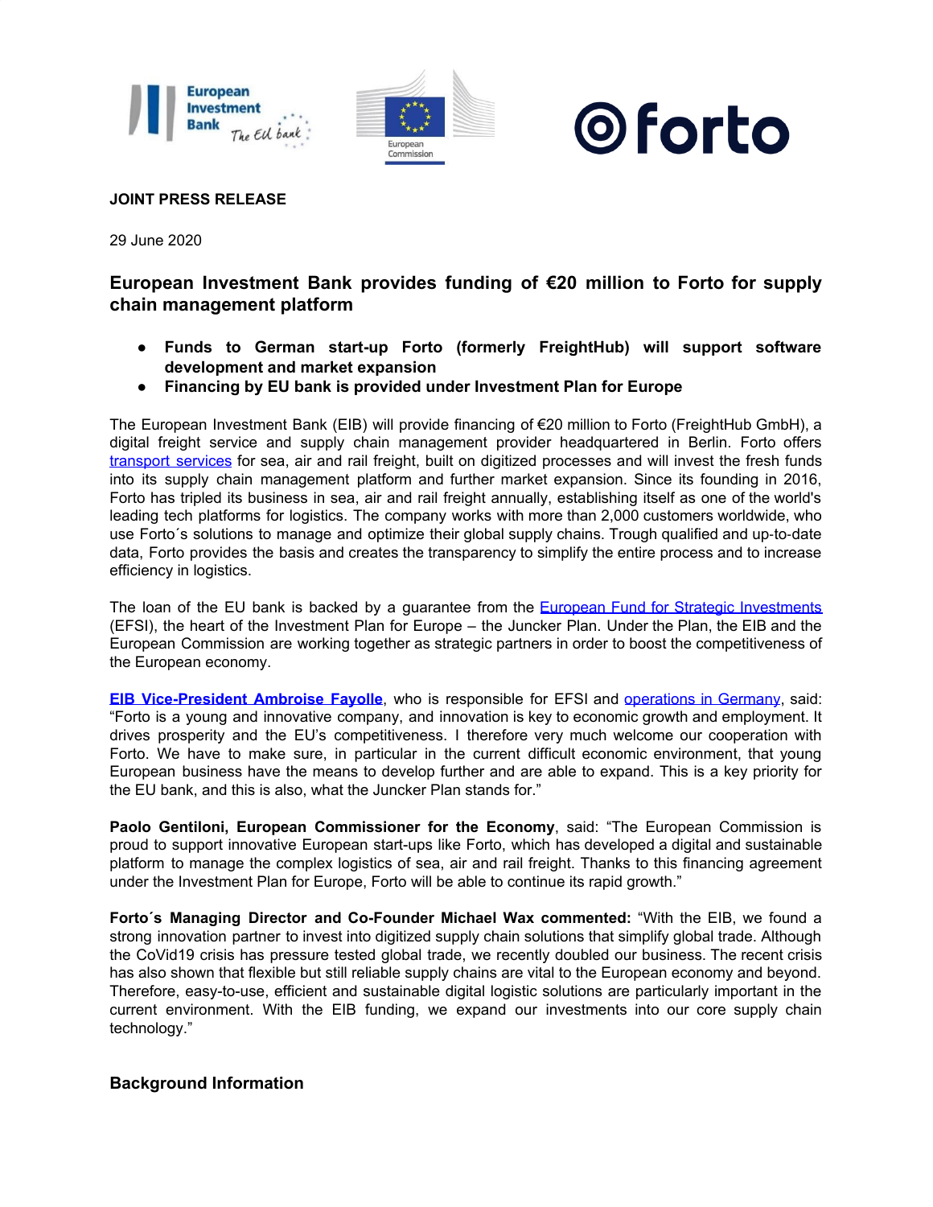**JOINT PRESS RELEASE**

29 June 2020

## European Investment Bank provides funding of €20 million to Forto for supply chain management platform

- **Funds to German start-up Forto (formerly FreightHub) will support software development and market expansion**
- **Financing by EU bank is provided under Investment Plan for Europe**

The European Investment Bank (EIB) will provide financing of €20 million to Forto (FreightHub GmbH), a digital freight service and supply chain management provider headquartered in Berlin. Forto offers transport services for sea, air and rail freight, built on digitized processes and will invest the fresh funds into its supply chain management platform and further market expansion. Since its founding in 2016, Forto has tripled its business in sea, air and rail freight annually, establishing itself as one of the world's leading tech platforms for logistics. The company works with more than 2,000 customers worldwide, who use Forto´s solutions to manage and optimize their global supply chains. Trough qualified and up-to-date data, Forto provides the basis and creates the transparency to simplify the entire process and to increase efficiency in logistics.

The loan of the EU bank is backed by a guarantee from the European Fund for Strategic Investments (EFSI), the heart of the Investment Plan for Europe – the Juncker Plan. Under the Plan, the EIB and the European Commission are working together as strategic partners in order to boost the competitiveness of the European economy.

**EIB Vice-President Ambroise Fayolle**, who is responsible for EFSI and operations in Germany, said: "Forto is a young and innovative company, and innovation is key to economic growth and employment. It drives prosperity and the EU's competitiveness. I therefore very much welcome our cooperation with Forto. We have to make sure, in particular in the current difficult economic environment, that young European business have the means to develop further and are able to expand. This is a key priority for the EU bank, and this is also, what the Juncker Plan stands for."

**Paolo Gentiloni, European Commissioner for the Economy**, said: "The European Commission is proud to support innovative European start-ups like Forto, which has developed a digital and sustainable platform to manage the complex logistics of sea, air and rail freight. Thanks to this financing agreement under the Investment Plan for Europe, Forto will be able to continue its rapid growth."

**Forto´s Managing Director and Co-Founder Michael Wax commented:** "With the EIB, we found a strong innovation partner to invest into digitized supply chain solutions that simplify global trade. Although the CoVid19 crisis has pressure tested global trade, we recently doubled our business. The recent crisis has also shown that flexible but still reliable supply chains are vital to the European economy and beyond. Therefore, easy-to-use, efficient and sustainable digital logistic solutions are particularly important in the current environment. With the EIB funding, we expand our investments into our core supply chain technology."

### Background Information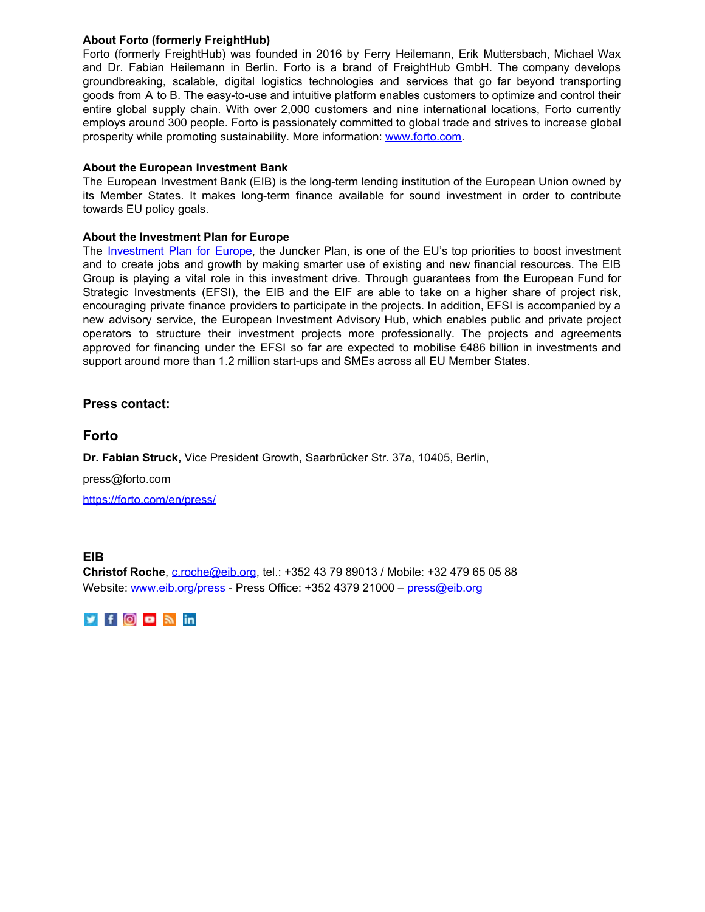**About Forto (formerly FreightHub)**

Forto (formerly FreightHub) was founded in 2016 by Ferry Heilemann, Erik Muttersbach, Michael Wax and Dr. Fabian Heilemann in Berlin. Forto is a brand of FreightHub GmbH. The company develops groundbreaking, scalable, digital logistics technologies and services that go far beyond transporting goods from A to B. The easy-to-use and intuitive platform enables customers to optimize and control their entire global supply chain. With over 2,000 customers and nine international locations, Forto currently employs around 300 people. Forto is passionately committed to global trade and strives to increase global prosperity while promoting sustainability. More information: [www.forto.com](http://www.forto.com).

**About the European Investment Bank**

The European Investment Bank (EIB) is the long-term lending institution of the European Union owned by its Member States. It makes long-term finance available for sound investment in order to contribute towards EU policy goals.

**About the Investment Plan for Europe**

The Investment Plan for Europe, the Juncker Plan, is one of the EU's top priorities to boost investment and to create jobs and growth by making smarter use of existing and new financial resources. The EIB Group is playing a vital role in this investment drive. Through guarantees from the European Fund for Strategic Investments (EFSI), the EIB and the EIF are able to take on a higher share of project risk, encouraging private finance providers to participate in the projects. In addition, EFSI is accompanied by a new advisory service, the European Investment Advisory Hub, which enables public and private project operators to structure their investment projects more professionally. The projects and agreements approved for financing under the EFSI so far are expected to mobilise €486 billion in investments and support around more than 1.2 million start-ups and SMEs across all EU Member States.

### Press contact:

## Forto

**Dr. Fabian Struck,** Vice President Growth, Saarbrücker Str. 37a, 10405, Berlin,

press@forto.com

https://forto.com/en/press/

### EIB

**Christof Roche**, c.roche@eib.org, tel.: +352 43 79 89013 / Mobile: +32 479 65 05 88
Website: www.eib.org/press - Press Office: +352 4379 21000 – press@eib.org